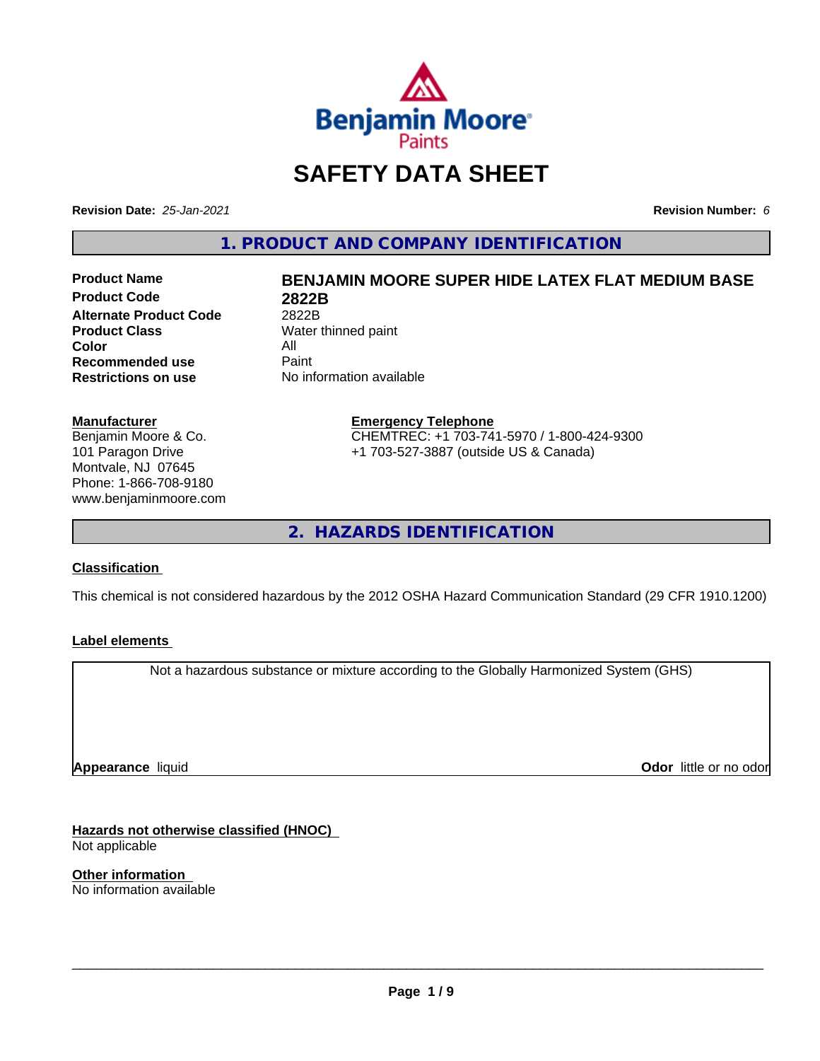# SAFETY DATA SHEET

**Revision Date:** *25-Jan-2021*

**Revision Number:** *6*

## 1. PRODUCT AND COMPANY IDENTIFICATION

| | |
|---|---|
| **Product Name** | **BENJAMIN MOORE SUPER HIDE LATEX FLAT MEDIUM BASE** |
| **Product Code** | **2822B** |
| **Alternate Product Code** | 2822B |
| **Product Class** | Water thinned paint |
| **Color** | All |
| **Recommended use** | Paint |
| **Restrictions on use** | No information available |

**Manufacturer**
Benjamin Moore & Co.
101 Paragon Drive
Montvale, NJ 07645
Phone: 1-866-708-9180
www.benjaminmoore.com

**Emergency Telephone**
CHEMTREC: +1 703-741-5970 / 1-800-424-9300
+1 703-527-3887 (outside US & Canada)

## 2. HAZARDS IDENTIFICATION

### Classification

This chemical is not considered hazardous by the 2012 OSHA Hazard Communication Standard (29 CFR 1910.1200)

### Label elements

Not a hazardous substance or mixture according to the Globally Harmonized System (GHS)

**Appearance** liquid

**Odor** little or no odor

### Hazards not otherwise classified (HNOC)

Not applicable

### Other information

No information available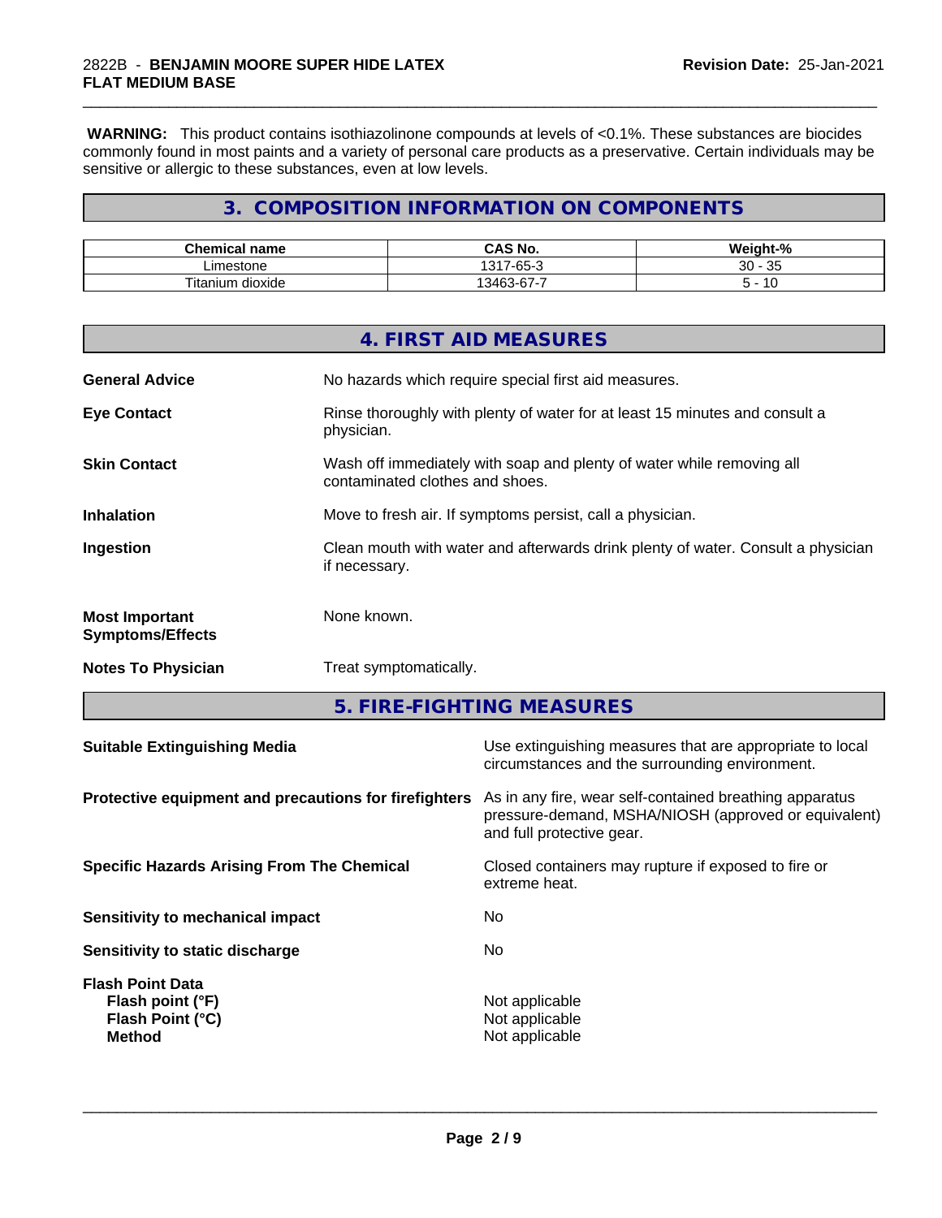**WARNING:** This product contains isothiazolinone compounds at levels of <0.1%. These substances are biocides commonly found in most paints and a variety of personal care products as a preservative. Certain individuals may be sensitive or allergic to these substances, even at low levels.

## 3. COMPOSITION INFORMATION ON COMPONENTS

| Chemical name | CAS No. | Weight-% |
| --- | --- | --- |
| Limestone | 1317-65-3 | 30 - 35 |
| Titanium dioxide | 13463-67-7 | 5 - 10 |

## 4. FIRST AID MEASURES

**General Advice**: No hazards which require special first aid measures.

**Eye Contact**: Rinse thoroughly with plenty of water for at least 15 minutes and consult a physician.

**Skin Contact**: Wash off immediately with soap and plenty of water while removing all contaminated clothes and shoes.

**Inhalation**: Move to fresh air. If symptoms persist, call a physician.

**Ingestion**: Clean mouth with water and afterwards drink plenty of water. Consult a physician if necessary.

**Most Important Symptoms/Effects**: None known.

**Notes To Physician**: Treat symptomatically.

## 5. FIRE-FIGHTING MEASURES

**Suitable Extinguishing Media**: Use extinguishing measures that are appropriate to local circumstances and the surrounding environment.

**Protective equipment and precautions for firefighters**: As in any fire, wear self-contained breathing apparatus pressure-demand, MSHA/NIOSH (approved or equivalent) and full protective gear.

**Specific Hazards Arising From The Chemical**: Closed containers may rupture if exposed to fire or extreme heat.

**Sensitivity to mechanical impact**: No

**Sensitivity to static discharge**: No

**Flash Point Data**
**Flash point (°F)**: Not applicable
**Flash Point (°C)**: Not applicable
**Method**: Not applicable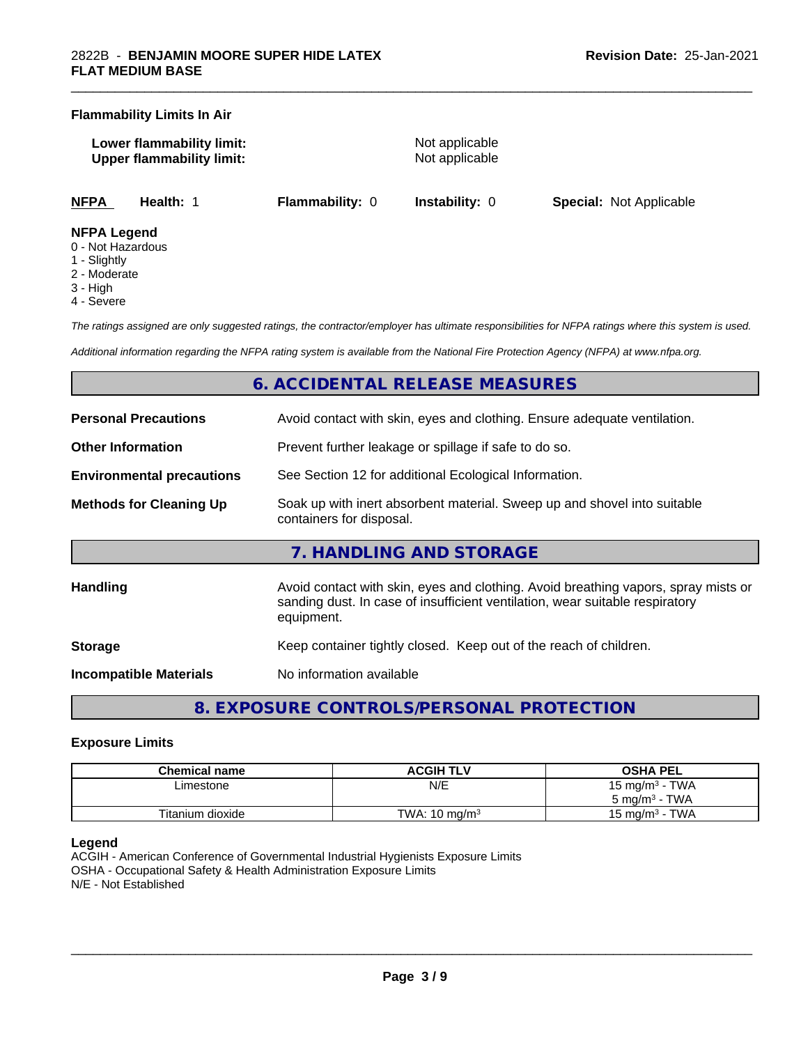### Flammability Limits In Air

**Lower flammability limit:** Not applicable
**Upper flammability limit:** Not applicable

| NFPA | Health: 1 | Flammability: 0 | Instability: 0 | Special: Not Applicable |
|---|---|---|---|---|

**NFPA Legend**
0 - Not Hazardous
1 - Slightly
2 - Moderate
3 - High
4 - Severe

*The ratings assigned are only suggested ratings, the contractor/employer has ultimate responsibilities for NFPA ratings where this system is used.*

*Additional information regarding the NFPA rating system is available from the National Fire Protection Agency (NFPA) at www.nfpa.org.*

## 6. ACCIDENTAL RELEASE MEASURES

**Personal Precautions** Avoid contact with skin, eyes and clothing. Ensure adequate ventilation.

**Other Information** Prevent further leakage or spillage if safe to do so.

**Environmental precautions** See Section 12 for additional Ecological Information.

**Methods for Cleaning Up** Soak up with inert absorbent material. Sweep up and shovel into suitable containers for disposal.

## 7. HANDLING AND STORAGE

**Handling** Avoid contact with skin, eyes and clothing. Avoid breathing vapors, spray mists or sanding dust. In case of insufficient ventilation, wear suitable respiratory equipment.

**Storage** Keep container tightly closed. Keep out of the reach of children.

**Incompatible Materials** No information available

## 8. EXPOSURE CONTROLS/PERSONAL PROTECTION

### Exposure Limits

| Chemical name | ACGIH TLV | OSHA PEL |
|---|---|---|
| Limestone | N/E | 15 mg/m³ - TWA<br>5 mg/m³ - TWA |
| Titanium dioxide | TWA: 10 mg/m³ | 15 mg/m³ - TWA |

**Legend**
ACGIH - American Conference of Governmental Industrial Hygienists Exposure Limits
OSHA - Occupational Safety & Health Administration Exposure Limits
N/E - Not Established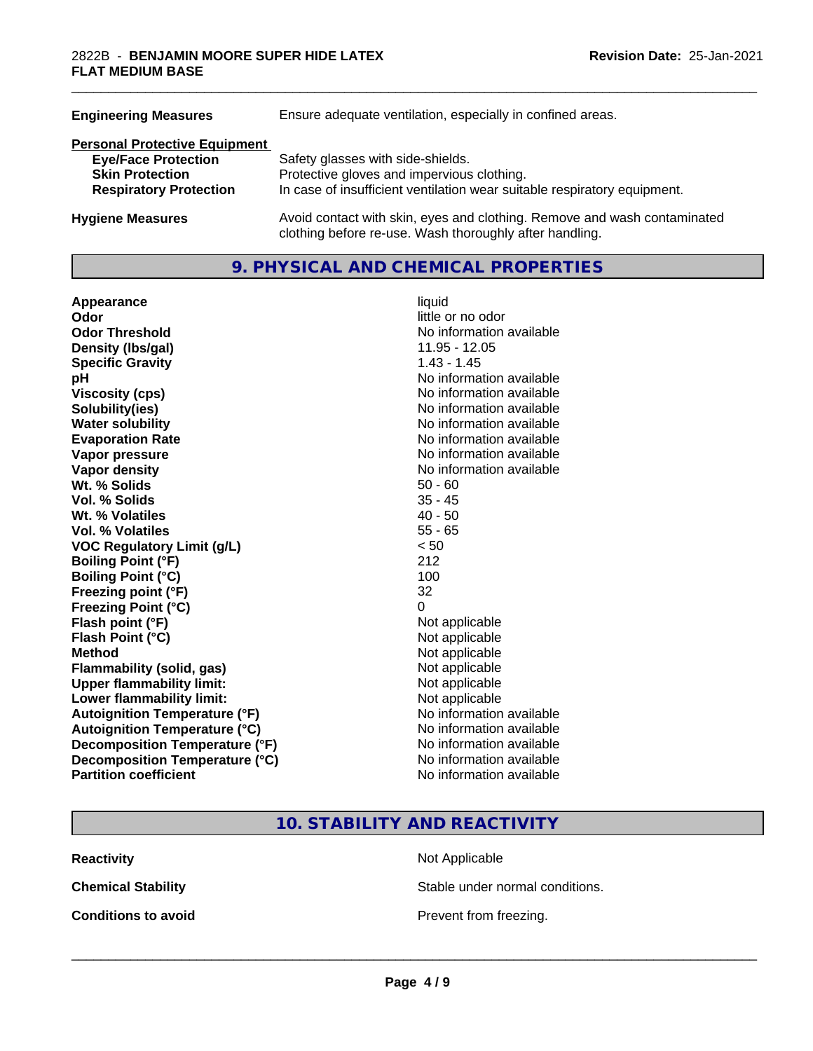| | |
|---|---|
| **Engineering Measures** | Ensure adequate ventilation, especially in confined areas. |

**Personal Protective Equipment**

| | |
|---|---|
| **Eye/Face Protection** | Safety glasses with side-shields. |
| **Skin Protection** | Protective gloves and impervious clothing. |
| **Respiratory Protection** | In case of insufficient ventilation wear suitable respiratory equipment. |

| | |
|---|---|
| **Hygiene Measures** | Avoid contact with skin, eyes and clothing. Remove and wash contaminated clothing before re-use. Wash thoroughly after handling. |

## 9. PHYSICAL AND CHEMICAL PROPERTIES

| | |
|---|---|
| **Appearance** | liquid |
| **Odor** | little or no odor |
| **Odor Threshold** | No information available |
| **Density (lbs/gal)** | 11.95 - 12.05 |
| **Specific Gravity** | 1.43 - 1.45 |
| **pH** | No information available |
| **Viscosity (cps)** | No information available |
| **Solubility(ies)** | No information available |
| **Water solubility** | No information available |
| **Evaporation Rate** | No information available |
| **Vapor pressure** | No information available |
| **Vapor density** | No information available |
| **Wt. % Solids** | 50 - 60 |
| **Vol. % Solids** | 35 - 45 |
| **Wt. % Volatiles** | 40 - 50 |
| **Vol. % Volatiles** | 55 - 65 |
| **VOC Regulatory Limit (g/L)** | < 50 |
| **Boiling Point (°F)** | 212 |
| **Boiling Point (°C)** | 100 |
| **Freezing point (°F)** | 32 |
| **Freezing Point (°C)** | 0 |
| **Flash point (°F)** | Not applicable |
| **Flash Point (°C)** | Not applicable |
| **Method** | Not applicable |
| **Flammability (solid, gas)** | Not applicable |
| **Upper flammability limit:** | Not applicable |
| **Lower flammability limit:** | Not applicable |
| **Autoignition Temperature (°F)** | No information available |
| **Autoignition Temperature (°C)** | No information available |
| **Decomposition Temperature (°F)** | No information available |
| **Decomposition Temperature (°C)** | No information available |
| **Partition coefficient** | No information available |

## 10. STABILITY AND REACTIVITY

| | |
|---|---|
| **Reactivity** | Not Applicable |
| **Chemical Stability** | Stable under normal conditions. |
| **Conditions to avoid** | Prevent from freezing. |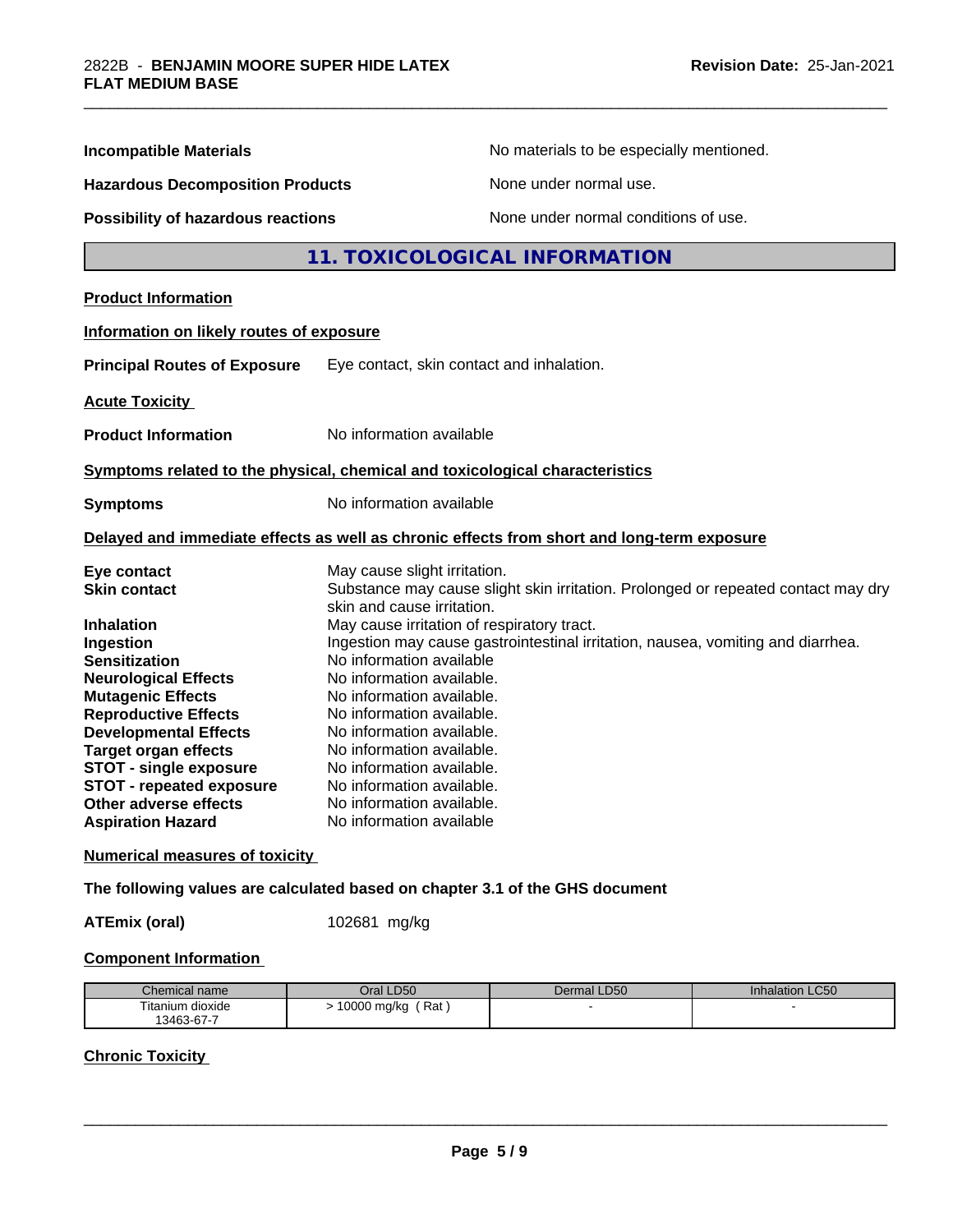**Incompatible Materials** No materials to be especially mentioned.

**Hazardous Decomposition Products** None under normal use.

**Possibility of hazardous reactions** None under normal conditions of use.

## 11. TOXICOLOGICAL INFORMATION

**Product Information**

**Information on likely routes of exposure**

**Principal Routes of Exposure** Eye contact, skin contact and inhalation.

**Acute Toxicity**

**Product Information** No information available

**Symptoms related to the physical, chemical and toxicological characteristics**

**Symptoms** No information available

**Delayed and immediate effects as well as chronic effects from short and long-term exposure**

**Eye contact** May cause slight irritation.
**Skin contact** Substance may cause slight skin irritation. Prolonged or repeated contact may dry skin and cause irritation.
**Inhalation** May cause irritation of respiratory tract.
**Ingestion** Ingestion may cause gastrointestinal irritation, nausea, vomiting and diarrhea.
**Sensitization** No information available
**Neurological Effects** No information available.
**Mutagenic Effects** No information available.
**Reproductive Effects** No information available.
**Developmental Effects** No information available.
**Target organ effects** No information available.
**STOT - single exposure** No information available.
**STOT - repeated exposure** No information available.
**Other adverse effects** No information available.
**Aspiration Hazard** No information available

**Numerical measures of toxicity**

**The following values are calculated based on chapter 3.1 of the GHS document**

**ATEmix (oral)** 102681 mg/kg

**Component Information**

| Chemical name | Oral LD50 | Dermal LD50 | Inhalation LC50 |
|---|---|---|---|
| Titanium dioxide 13463-67-7 | > 10000 mg/kg ( Rat ) | - | - |

**Chronic Toxicity**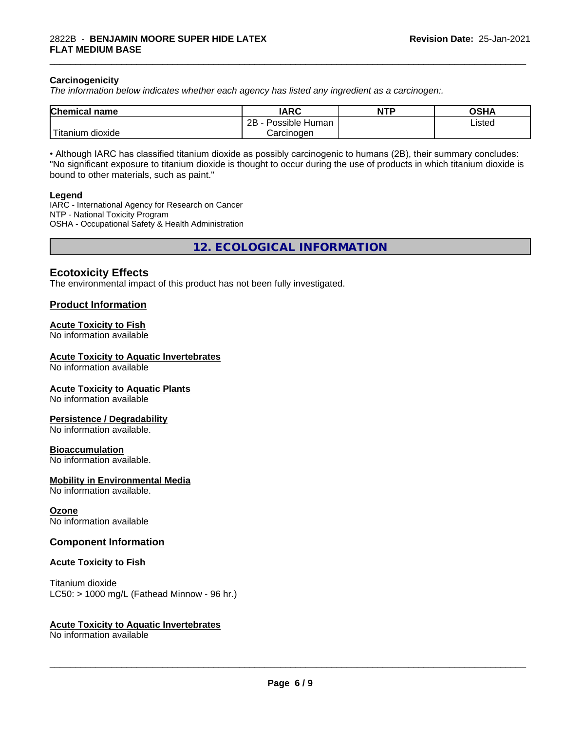**Carcinogenicity**

*The information below indicates whether each agency has listed any ingredient as a carcinogen:.*

| Chemical name | IARC | NTP | OSHA |
|---|---|---|---|
| Titanium dioxide | 2B - Possible Human Carcinogen | | Listed |

• Although IARC has classified titanium dioxide as possibly carcinogenic to humans (2B), their summary concludes: "No significant exposure to titanium dioxide is thought to occur during the use of products in which titanium dioxide is bound to other materials, such as paint."

**Legend**

IARC - International Agency for Research on Cancer
NTP - National Toxicity Program
OSHA - Occupational Safety & Health Administration

## 12. ECOLOGICAL INFORMATION

### Ecotoxicity Effects

The environmental impact of this product has not been fully investigated.

### Product Information

**Acute Toxicity to Fish**
No information available

**Acute Toxicity to Aquatic Invertebrates**
No information available

**Acute Toxicity to Aquatic Plants**
No information available

**Persistence / Degradability**
No information available.

**Bioaccumulation**
No information available.

**Mobility in Environmental Media**
No information available.

**Ozone**
No information available

### Component Information

**Acute Toxicity to Fish**

Titanium dioxide
LC50: > 1000 mg/L (Fathead Minnow - 96 hr.)

**Acute Toxicity to Aquatic Invertebrates**
No information available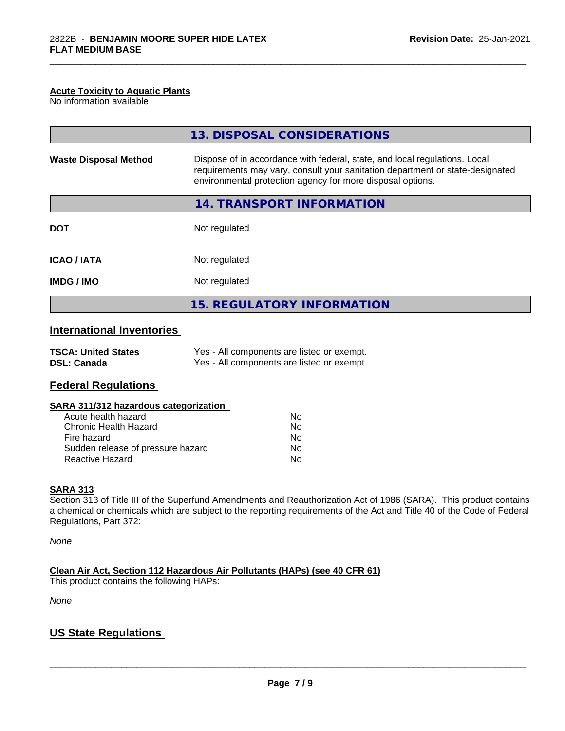#### Acute Toxicity to Aquatic Plants

No information available

## 13. DISPOSAL CONSIDERATIONS

| | |
|---|---|
| **Waste Disposal Method** | Dispose of in accordance with federal, state, and local regulations. Local requirements may vary, consult your sanitation department or state-designated environmental protection agency for more disposal options. |

## 14. TRANSPORT INFORMATION

| | |
|---|---|
| **DOT** | Not regulated |
| **ICAO / IATA** | Not regulated |
| **IMDG / IMO** | Not regulated |

## 15. REGULATORY INFORMATION

### International Inventories

| | |
|---|---|
| **TSCA: United States** | Yes - All components are listed or exempt. |
| **DSL: Canada** | Yes - All components are listed or exempt. |

### Federal Regulations

#### SARA 311/312 hazardous categorization

| | |
|---|---|
| Acute health hazard | No |
| Chronic Health Hazard | No |
| Fire hazard | No |
| Sudden release of pressure hazard | No |
| Reactive Hazard | No |

#### SARA 313

Section 313 of Title III of the Superfund Amendments and Reauthorization Act of 1986 (SARA). This product contains a chemical or chemicals which are subject to the reporting requirements of the Act and Title 40 of the Code of Federal Regulations, Part 372:

*None*

#### Clean Air Act, Section 112 Hazardous Air Pollutants (HAPs) (see 40 CFR 61)

This product contains the following HAPs:

*None*

### US State Regulations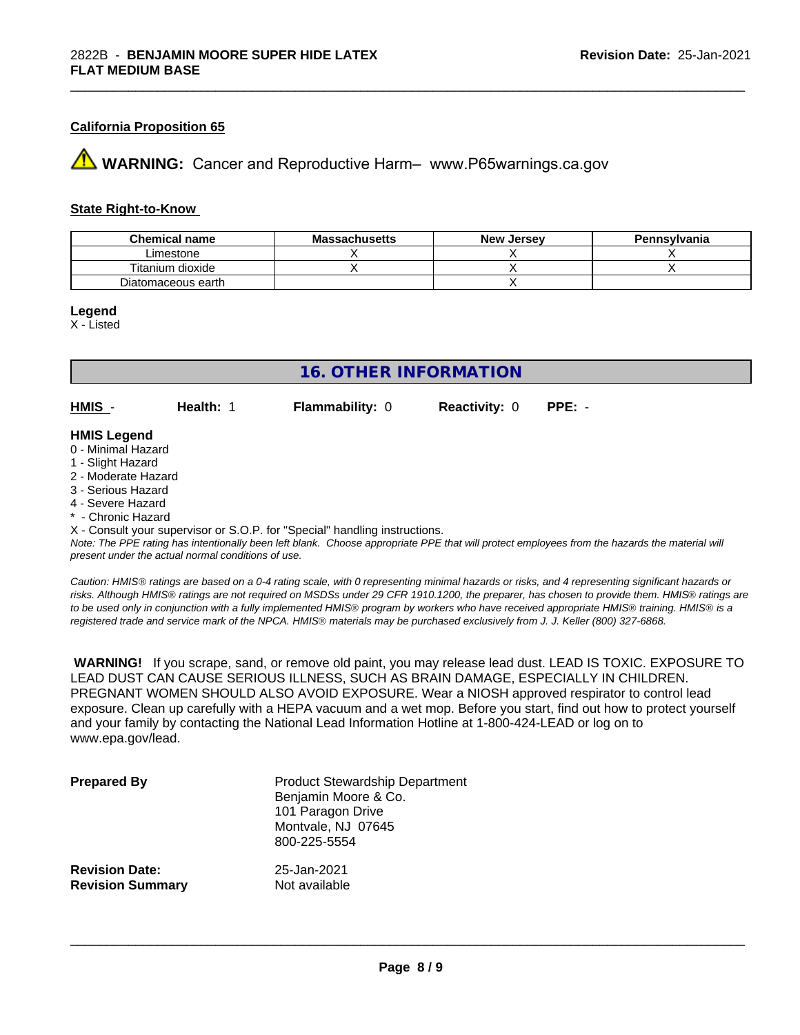**California Proposition 65**

⚠ **WARNING:** Cancer and Reproductive Harm– www.P65warnings.ca.gov

**State Right-to-Know**

| Chemical name | Massachusetts | New Jersey | Pennsylvania |
| --- | --- | --- | --- |
| Limestone | X | X | X |
| Titanium dioxide | X | X | X |
| Diatomaceous earth | | X | |

**Legend**

X - Listed

# 16. OTHER INFORMATION

**HMIS** - **Health:** 1 **Flammability:** 0 **Reactivity:** 0 **PPE:** -

**HMIS Legend**

0 - Minimal Hazard
1 - Slight Hazard
2 - Moderate Hazard
3 - Serious Hazard
4 - Severe Hazard
* - Chronic Hazard
X - Consult your supervisor or S.O.P. for "Special" handling instructions.

*Note: The PPE rating has intentionally been left blank. Choose appropriate PPE that will protect employees from the hazards the material will present under the actual normal conditions of use.*

*Caution: HMIS® ratings are based on a 0-4 rating scale, with 0 representing minimal hazards or risks, and 4 representing significant hazards or risks. Although HMIS® ratings are not required on MSDSs under 29 CFR 1910.1200, the preparer, has chosen to provide them. HMIS® ratings are to be used only in conjunction with a fully implemented HMIS® program by workers who have received appropriate HMIS® training. HMIS® is a registered trade and service mark of the NPCA. HMIS® materials may be purchased exclusively from J. J. Keller (800) 327-6868.*

**WARNING!** If you scrape, sand, or remove old paint, you may release lead dust. LEAD IS TOXIC. EXPOSURE TO LEAD DUST CAN CAUSE SERIOUS ILLNESS, SUCH AS BRAIN DAMAGE, ESPECIALLY IN CHILDREN. PREGNANT WOMEN SHOULD ALSO AVOID EXPOSURE. Wear a NIOSH approved respirator to control lead exposure. Clean up carefully with a HEPA vacuum and a wet mop. Before you start, find out how to protect yourself and your family by contacting the National Lead Information Hotline at 1-800-424-LEAD or log on to www.epa.gov/lead.

**Prepared By**
Product Stewardship Department
Benjamin Moore & Co.
101 Paragon Drive
Montvale, NJ 07645
800-225-5554

**Revision Date:** 25-Jan-2021
**Revision Summary** Not available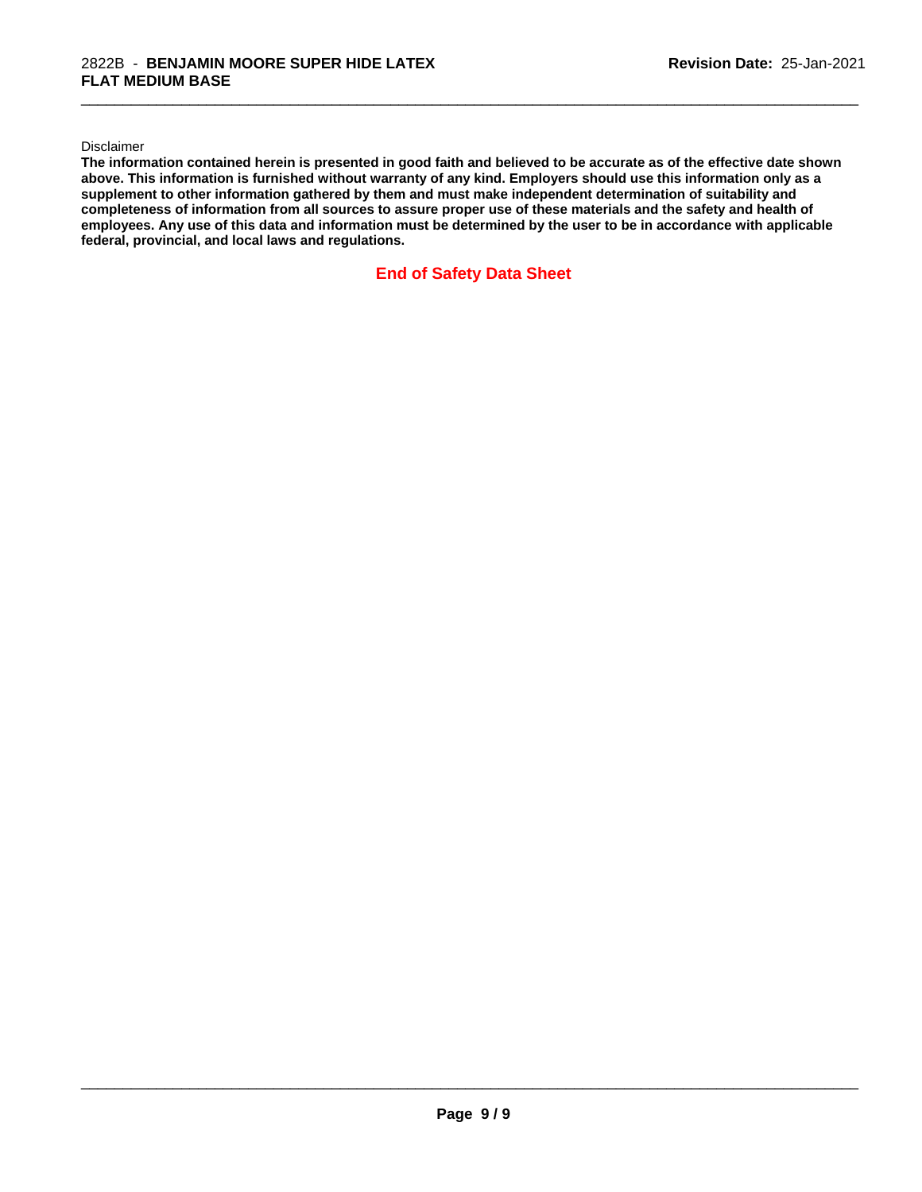Disclaimer

**The information contained herein is presented in good faith and believed to be accurate as of the effective date shown above. This information is furnished without warranty of any kind. Employers should use this information only as a supplement to other information gathered by them and must make independent determination of suitability and completeness of information from all sources to assure proper use of these materials and the safety and health of employees. Any use of this data and information must be determined by the user to be in accordance with applicable federal, provincial, and local laws and regulations.**

**End of Safety Data Sheet**